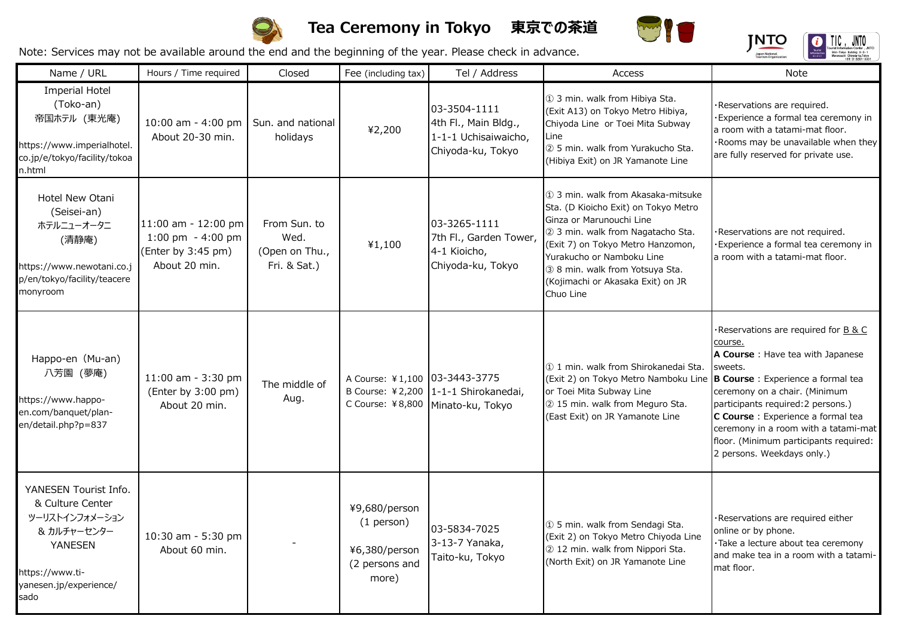# Tea Ceremony in Tokyo　東京での茶道

Note: Services may not be available around the end and the beginning of the year. Please check in advance.

| Name / URL | Hours / Time required | Closed | Fee (including tax) | Tel / Address | Access | Note |
|---|---|---|---|---|---|---|
| Imperial Hotel (Toko-an) 帝国ホテル（東光庵） https://www.imperialhotel.co.jp/e/tokyo/facility/tokoan.html | 10:00 am - 4:00 pm About 20-30 min. | Sun. and national holidays | ¥2,200 | 03-3504-1111 4th Fl., Main Bldg., 1-1-1 Uchisaiwaicho, Chiyoda-ku, Tokyo | ① 3 min. walk from Hibiya Sta. (Exit A13) on Tokyo Metro Hibiya, Chiyoda Line or Toei Mita Subway Line ② 5 min. walk from Yurakucho Sta. (Hibiya Exit) on JR Yamanote Line | ･Reservations are required. ･Experience a formal tea ceremony in a room with a tatami-mat floor. ･Rooms may be unavailable when they are fully reserved for private use. |
| Hotel New Otani (Seisei-an) ホテルニューオータニ（清静庵） https://www.newotani.co.jp/en/tokyo/facility/teaceremonyroom | 11:00 am - 12:00 pm 1:00 pm - 4:00 pm (Enter by 3:45 pm) About 20 min. | From Sun. to Wed. (Open on Thu., Fri. & Sat.) | ¥1,100 | 03-3265-1111 7th Fl., Garden Tower, 4-1 Kioicho, Chiyoda-ku, Tokyo | ① 3 min. walk from Akasaka-mitsuke Sta. (D Kioicho Exit) on Tokyo Metro Ginza or Marunouchi Line ② 3 min. walk from Nagatacho Sta. (Exit 7) on Tokyo Metro Hanzomon, Yurakucho or Namboku Line ③ 8 min. walk from Yotsuya Sta. (Kojimachi or Akasaka Exit) on JR Chuo Line | ･Reservations are not required. ･Experience a formal tea ceremony in a room with a tatami-mat floor. |
| Happo-en（Mu-an） 八芳園（夢庵） https://www.happo-en.com/banquet/plan-en/detail.php?p=837 | 11:00 am - 3:30 pm (Enter by 3:00 pm) About 20 min. | The middle of Aug. | A Course: ¥1,100 B Course: ¥2,200 C Course: ¥8,800 | 03-3443-3775 1-1-1 Shirokanedai, Minato-ku, Tokyo | ① 1 min. walk from Shirokanedai Sta. (Exit 2) on Tokyo Metro Namboku Line or Toei Mita Subway Line ② 15 min. walk from Meguro Sta. (East Exit) on JR Yamanote Line | ･Reservations are required for B & C course. **A Course**：Have tea with Japanese sweets. **B Course**：Experience a formal tea ceremony on a chair. (Minimum participants required:2 persons.) **C Course**：Experience a formal tea ceremony in a room with a tatami-mat floor. (Minimum participants required: 2 persons. Weekdays only.) |
| YANESEN Tourist Info. & Culture Center ツーリストインフォメーション & カルチャーセンター YANESEN https://www.ti-yanesen.jp/experience/sado | 10:30 am - 5:30 pm About 60 min. | - | ¥9,680/person (1 person) ¥6,380/person (2 persons and more) | 03-5834-7025 3-13-7 Yanaka, Taito-ku, Tokyo | ① 5 min. walk from Sendagi Sta. (Exit 2) on Tokyo Metro Chiyoda Line ② 12 min. walk from Nippori Sta. (North Exit) on JR Yamanote Line | ･Reservations are required either online or by phone. ･Take a lecture about tea ceremony and make tea in a room with a tatami-mat floor. |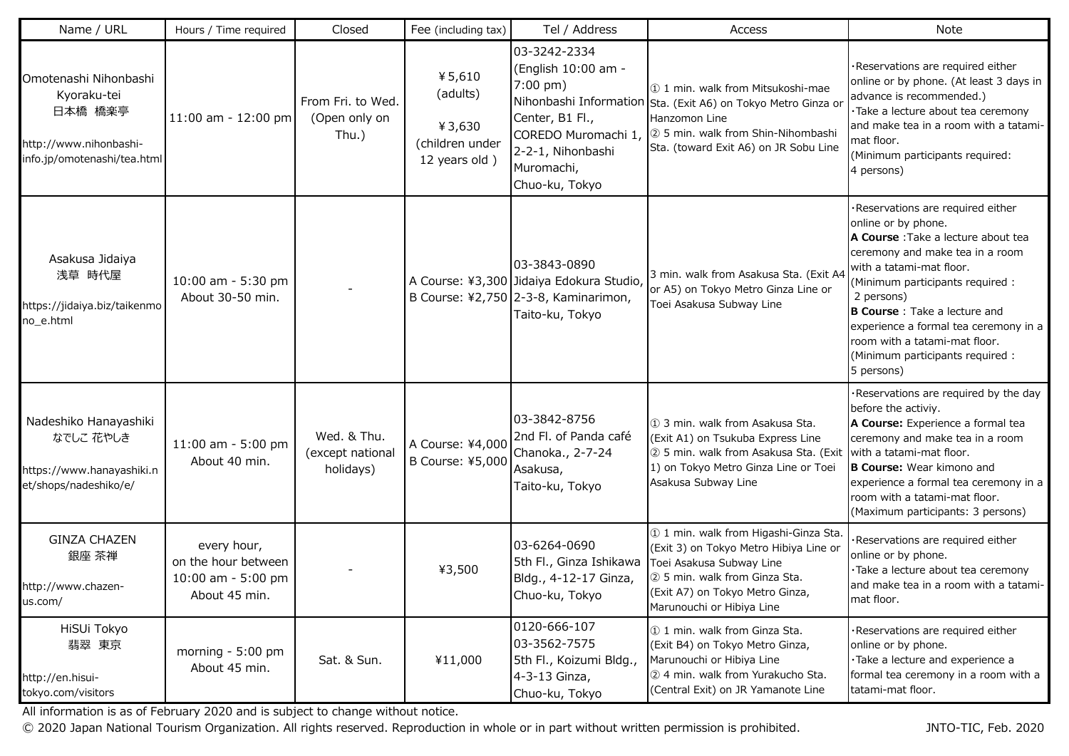| Name / URL | Hours / Time required | Closed | Fee (including tax) | Tel / Address | Access | Note |
| --- | --- | --- | --- | --- | --- | --- |
| Omotenashi Nihonbashi Kyoraku-tei 日本橋 橋楽亭 http://www.nihonbashi-info.jp/omotenashi/tea.html | 11:00 am - 12:00 pm | From Fri. to Wed. (Open only on Thu.) | ¥5,610 (adults) ¥3,630 (children under 12 years old ) | 03-3242-2334 (English 10:00 am - 7:00 pm) Nihonbashi Information Center, B1 Fl., COREDO Muromachi 1, 2-2-1, Nihonbashi Muromachi, Chuo-ku, Tokyo | ① 1 min. walk from Mitsukoshi-mae Sta. (Exit A6) on Tokyo Metro Ginza or Hanzomon Line ② 5 min. walk from Shin-Nihombashi Sta. (toward Exit A6) on JR Sobu Line | ·Reservations are required either online or by phone. (At least 3 days in advance is recommended.) ·Take a lecture about tea ceremony and make tea in a room with a tatami-mat floor. (Minimum participants required: 4 persons) |
| Asakusa Jidaiya 浅草 時代屋 https://jidaiya.biz/taikenmono_e.html | 10:00 am - 5:30 pm About 30-50 min. | - | A Course: ¥3,300 B Course: ¥2,750 | 03-3843-0890 Jidaiya Edokura Studio, 2-3-8, Kaminarimon, Taito-ku, Tokyo | 3 min. walk from Asakusa Sta. (Exit A4 or A5) on Tokyo Metro Ginza Line or Toei Asakusa Subway Line | ·Reservations are required either online or by phone. **A Course** :Take a lecture about tea ceremony and make tea in a room with a tatami-mat floor. (Minimum participants required : 2 persons) **B Course** : Take a lecture and experience a formal tea ceremony in a room with a tatami-mat floor. (Minimum participants required : 5 persons) |
| Nadeshiko Hanayashiki なでしこ 花やしき https://www.hanayashiki.net/shops/nadeshiko/e/ | 11:00 am - 5:00 pm About 40 min. | Wed. & Thu. (except national holidays) | A Course: ¥4,000 B Course: ¥5,000 | 03-3842-8756 2nd Fl. of Panda café Chanoka., 2-7-24 Asakusa, Taito-ku, Tokyo | ① 3 min. walk from Asakusa Sta. (Exit A1) on Tsukuba Express Line ② 5 min. walk from Asakusa Sta. (Exit 1) on Tokyo Metro Ginza Line or Toei Asakusa Subway Line | ·Reservations are required by the day before the activiy. **A Course:** Experience a formal tea ceremony and make tea in a room with a tatami-mat floor. **B Course:** Wear kimono and experience a formal tea ceremony in a room with a tatami-mat floor. (Maximum participants: 3 persons) |
| GINZA CHAZEN 銀座 茶禅 http://www.chazen-us.com/ | every hour, on the hour between 10:00 am - 5:00 pm About 45 min. | - | ¥3,500 | 03-6264-0690 5th Fl., Ginza Ishikawa Bldg., 4-12-17 Ginza, Chuo-ku, Tokyo | ① 1 min. walk from Higashi-Ginza Sta. (Exit 3) on Tokyo Metro Hibiya Line or Toei Asakusa Subway Line ② 5 min. walk from Ginza Sta. (Exit A7) on Tokyo Metro Ginza, Marunouchi or Hibiya Line | ·Reservations are required either online or by phone. ·Take a lecture about tea ceremony and make tea in a room with a tatami-mat floor. |
| HiSUi Tokyo 翡翠 東京 http://en.hisui-tokyo.com/visitors | morning - 5:00 pm About 45 min. | Sat. & Sun. | ¥11,000 | 0120-666-107 03-3562-7575 5th Fl., Koizumi Bldg., 4-3-13 Ginza, Chuo-ku, Tokyo | ① 1 min. walk from Ginza Sta. (Exit B4) on Tokyo Metro Ginza, Marunouchi or Hibiya Line ② 4 min. walk from Yurakucho Sta. (Central Exit) on JR Yamanote Line | ·Reservations are required either online or by phone. ·Take a lecture and experience a formal tea ceremony in a room with a tatami-mat floor. |

All information is as of February 2020 and is subject to change without notice.

© 2020 Japan National Tourism Organization. All rights reserved. Reproduction in whole or in part without written permission is prohibited.

JNTO-TIC, Feb. 2020